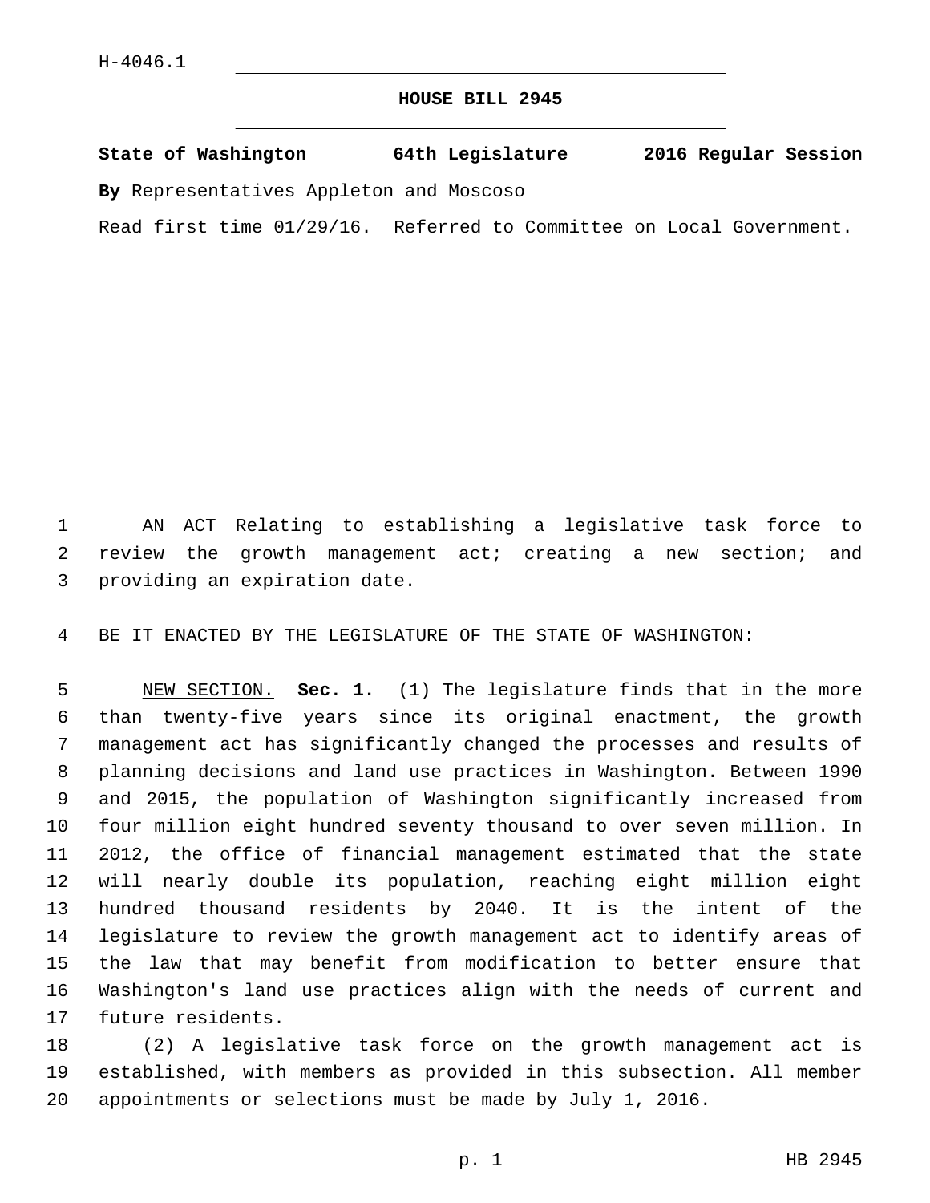H-4046.1

# HOUSE BILL 2945

**State of Washington 64th Legislature 2016 Regular Session**

**By** Representatives Appleton and Moscoso

Read first time 01/29/16. Referred to Committee on Local Government.

AN ACT Relating to establishing a legislative task force to review the growth management act; creating a new section; and providing an expiration date.

BE IT ENACTED BY THE LEGISLATURE OF THE STATE OF WASHINGTON:

NEW SECTION. **Sec. 1.** (1) The legislature finds that in the more than twenty-five years since its original enactment, the growth management act has significantly changed the processes and results of planning decisions and land use practices in Washington. Between 1990 and 2015, the population of Washington significantly increased from four million eight hundred seventy thousand to over seven million. In 2012, the office of financial management estimated that the state will nearly double its population, reaching eight million eight hundred thousand residents by 2040. It is the intent of the legislature to review the growth management act to identify areas of the law that may benefit from modification to better ensure that Washington's land use practices align with the needs of current and future residents.

(2) A legislative task force on the growth management act is established, with members as provided in this subsection. All member appointments or selections must be made by July 1, 2016.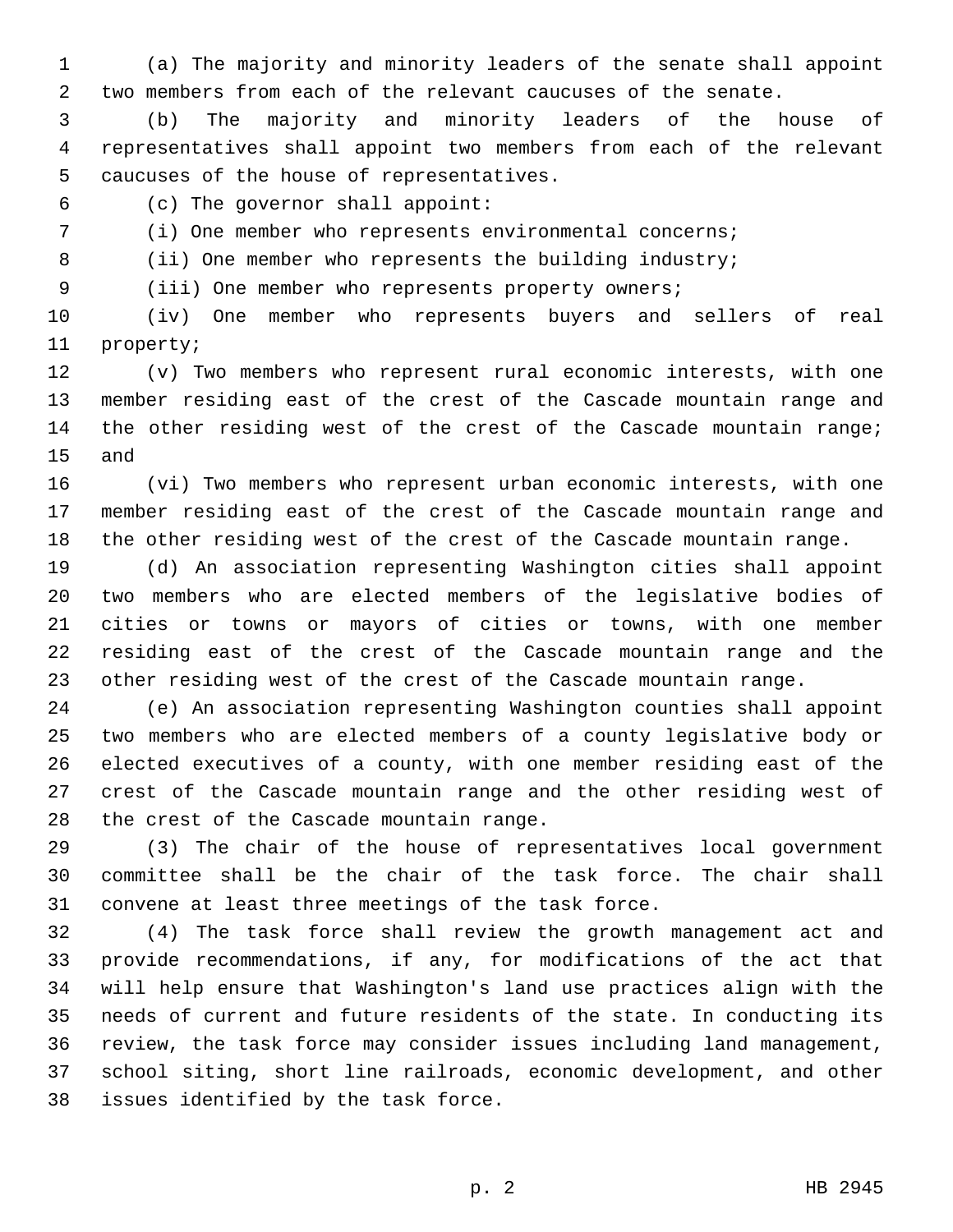(a) The majority and minority leaders of the senate shall appoint two members from each of the relevant caucuses of the senate.

(b) The majority and minority leaders of the house of representatives shall appoint two members from each of the relevant caucuses of the house of representatives.

(c) The governor shall appoint:

(i) One member who represents environmental concerns;

(ii) One member who represents the building industry;

(iii) One member who represents property owners;

(iv) One member who represents buyers and sellers of real property;

(v) Two members who represent rural economic interests, with one member residing east of the crest of the Cascade mountain range and the other residing west of the crest of the Cascade mountain range; and

(vi) Two members who represent urban economic interests, with one member residing east of the crest of the Cascade mountain range and the other residing west of the crest of the Cascade mountain range.

(d) An association representing Washington cities shall appoint two members who are elected members of the legislative bodies of cities or towns or mayors of cities or towns, with one member residing east of the crest of the Cascade mountain range and the other residing west of the crest of the Cascade mountain range.

(e) An association representing Washington counties shall appoint two members who are elected members of a county legislative body or elected executives of a county, with one member residing east of the crest of the Cascade mountain range and the other residing west of the crest of the Cascade mountain range.

(3) The chair of the house of representatives local government committee shall be the chair of the task force. The chair shall convene at least three meetings of the task force.

(4) The task force shall review the growth management act and provide recommendations, if any, for modifications of the act that will help ensure that Washington's land use practices align with the needs of current and future residents of the state. In conducting its review, the task force may consider issues including land management, school siting, short line railroads, economic development, and other issues identified by the task force.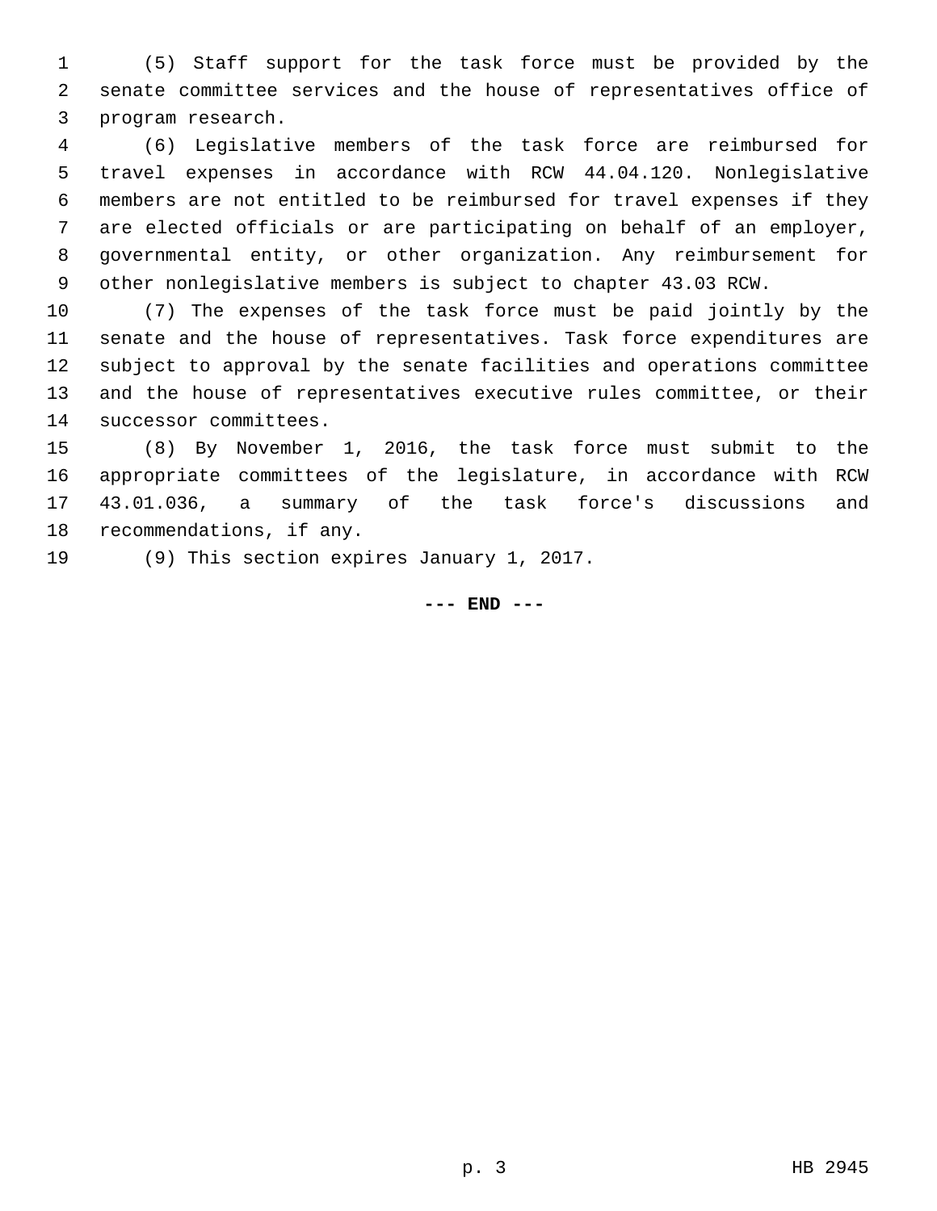(5) Staff support for the task force must be provided by the senate committee services and the house of representatives office of program research.

(6) Legislative members of the task force are reimbursed for travel expenses in accordance with RCW 44.04.120. Nonlegislative members are not entitled to be reimbursed for travel expenses if they are elected officials or are participating on behalf of an employer, governmental entity, or other organization. Any reimbursement for other nonlegislative members is subject to chapter 43.03 RCW.

(7) The expenses of the task force must be paid jointly by the senate and the house of representatives. Task force expenditures are subject to approval by the senate facilities and operations committee and the house of representatives executive rules committee, or their successor committees.

(8) By November 1, 2016, the task force must submit to the appropriate committees of the legislature, in accordance with RCW 43.01.036, a summary of the task force's discussions and recommendations, if any.

(9) This section expires January 1, 2017.

**--- END ---**